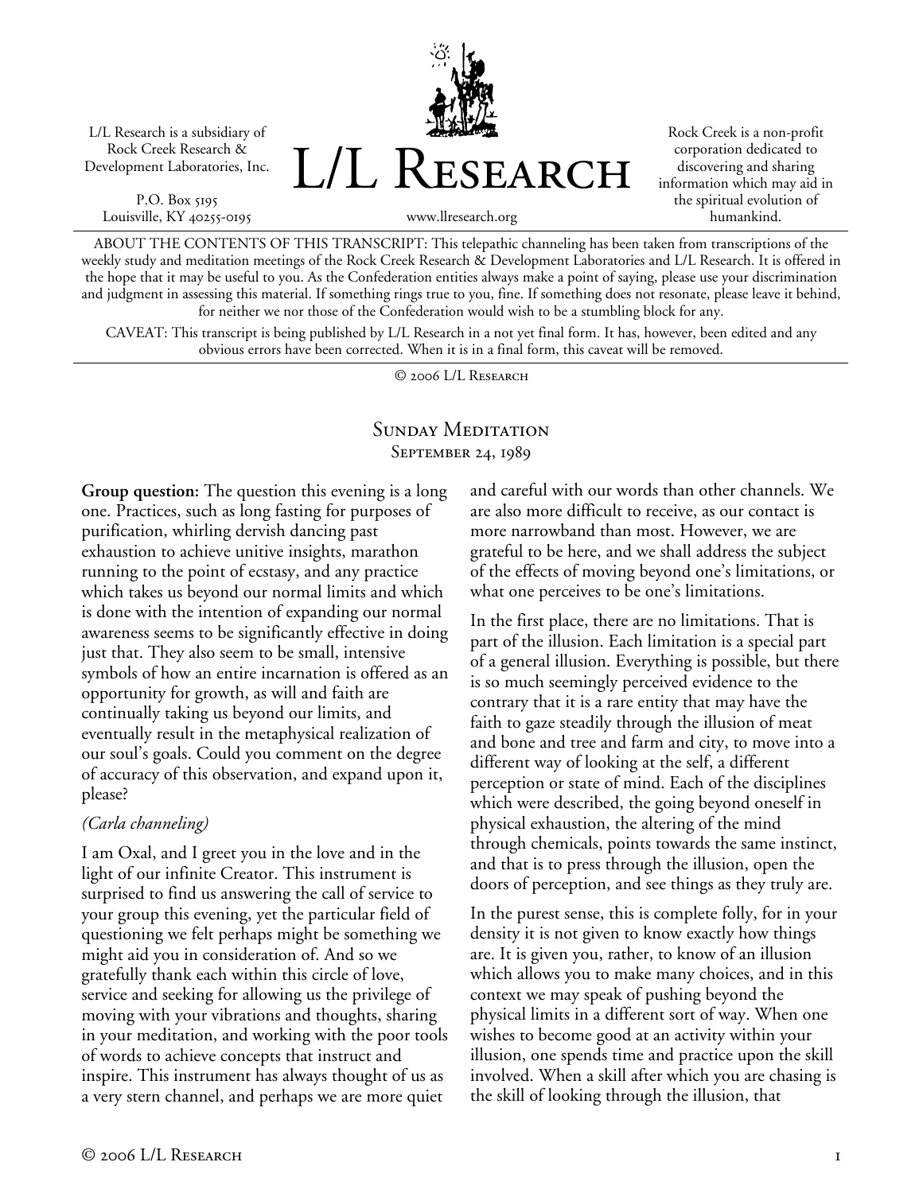L/L Research is a subsidiary of Rock Creek Research & Development Laboratories, Inc.

P.O. Box 5195
Louisville, KY 40255-0195

# L/L Research

www.llresearch.org

Rock Creek is a non-profit corporation dedicated to discovering and sharing information which may aid in the spiritual evolution of humankind.

ABOUT THE CONTENTS OF THIS TRANSCRIPT: This telepathic channeling has been taken from transcriptions of the weekly study and meditation meetings of the Rock Creek Research & Development Laboratories and L/L Research. It is offered in the hope that it may be useful to you. As the Confederation entities always make a point of saying, please use your discrimination and judgment in assessing this material. If something rings true to you, fine. If something does not resonate, please leave it behind, for neither we nor those of the Confederation would wish to be a stumbling block for any.

CAVEAT: This transcript is being published by L/L Research in a not yet final form. It has, however, been edited and any obvious errors have been corrected. When it is in a final form, this caveat will be removed.

© 2006 L/L Research

## Sunday Meditation
### September 24, 1989

**Group question:** The question this evening is a long one. Practices, such as long fasting for purposes of purification, whirling dervish dancing past exhaustion to achieve unitive insights, marathon running to the point of ecstasy, and any practice which takes us beyond our normal limits and which is done with the intention of expanding our normal awareness seems to be significantly effective in doing just that. They also seem to be small, intensive symbols of how an entire incarnation is offered as an opportunity for growth, as will and faith are continually taking us beyond our limits, and eventually result in the metaphysical realization of our soul's goals. Could you comment on the degree of accuracy of this observation, and expand upon it, please?

*(Carla channeling)*

I am Oxal, and I greet you in the love and in the light of our infinite Creator. This instrument is surprised to find us answering the call of service to your group this evening, yet the particular field of questioning we felt perhaps might be something we might aid you in consideration of. And so we gratefully thank each within this circle of love, service and seeking for allowing us the privilege of moving with your vibrations and thoughts, sharing in your meditation, and working with the poor tools of words to achieve concepts that instruct and inspire. This instrument has always thought of us as a very stern channel, and perhaps we are more quiet and careful with our words than other channels. We are also more difficult to receive, as our contact is more narrowband than most. However, we are grateful to be here, and we shall address the subject of the effects of moving beyond one's limitations, or what one perceives to be one's limitations.

In the first place, there are no limitations. That is part of the illusion. Each limitation is a special part of a general illusion. Everything is possible, but there is so much seemingly perceived evidence to the contrary that it is a rare entity that may have the faith to gaze steadily through the illusion of meat and bone and tree and farm and city, to move into a different way of looking at the self, a different perception or state of mind. Each of the disciplines which were described, the going beyond oneself in physical exhaustion, the altering of the mind through chemicals, points towards the same instinct, and that is to press through the illusion, open the doors of perception, and see things as they truly are.

In the purest sense, this is complete folly, for in your density it is not given to know exactly how things are. It is given you, rather, to know of an illusion which allows you to make many choices, and in this context we may speak of pushing beyond the physical limits in a different sort of way. When one wishes to become good at an activity within your illusion, one spends time and practice upon the skill involved. When a skill after which you are chasing is the skill of looking through the illusion, that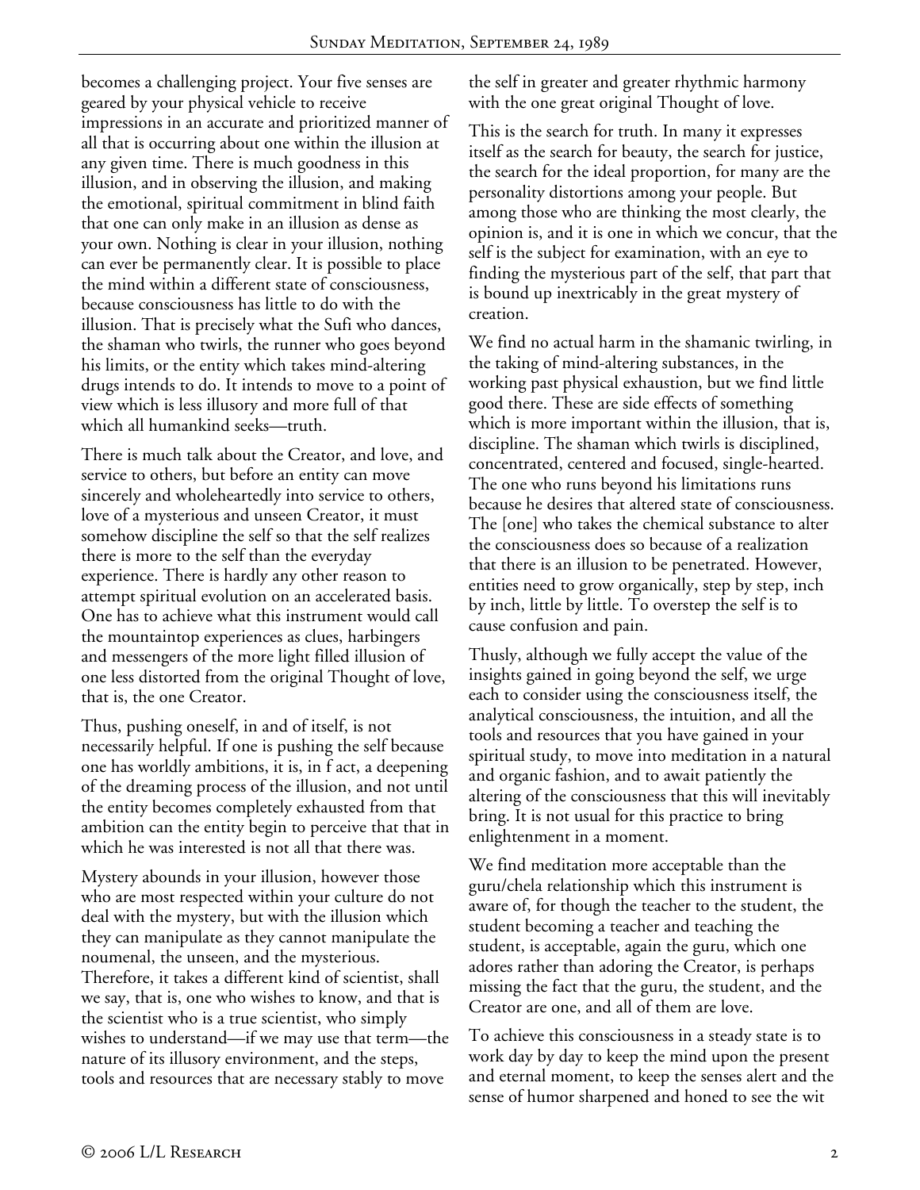becomes a challenging project. Your five senses are geared by your physical vehicle to receive impressions in an accurate and prioritized manner of all that is occurring about one within the illusion at any given time. There is much goodness in this illusion, and in observing the illusion, and making the emotional, spiritual commitment in blind faith that one can only make in an illusion as dense as your own. Nothing is clear in your illusion, nothing can ever be permanently clear. It is possible to place the mind within a different state of consciousness, because consciousness has little to do with the illusion. That is precisely what the Sufi who dances, the shaman who twirls, the runner who goes beyond his limits, or the entity which takes mind-altering drugs intends to do. It intends to move to a point of view which is less illusory and more full of that which all humankind seeks—truth.

There is much talk about the Creator, and love, and service to others, but before an entity can move sincerely and wholeheartedly into service to others, love of a mysterious and unseen Creator, it must somehow discipline the self so that the self realizes there is more to the self than the everyday experience. There is hardly any other reason to attempt spiritual evolution on an accelerated basis. One has to achieve what this instrument would call the mountaintop experiences as clues, harbingers and messengers of the more light filled illusion of one less distorted from the original Thought of love, that is, the one Creator.

Thus, pushing oneself, in and of itself, is not necessarily helpful. If one is pushing the self because one has worldly ambitions, it is, in f act, a deepening of the dreaming process of the illusion, and not until the entity becomes completely exhausted from that ambition can the entity begin to perceive that that in which he was interested is not all that there was.

Mystery abounds in your illusion, however those who are most respected within your culture do not deal with the mystery, but with the illusion which they can manipulate as they cannot manipulate the noumenal, the unseen, and the mysterious. Therefore, it takes a different kind of scientist, shall we say, that is, one who wishes to know, and that is the scientist who is a true scientist, who simply wishes to understand—if we may use that term—the nature of its illusory environment, and the steps, tools and resources that are necessary stably to move the self in greater and greater rhythmic harmony with the one great original Thought of love.

This is the search for truth. In many it expresses itself as the search for beauty, the search for justice, the search for the ideal proportion, for many are the personality distortions among your people. But among those who are thinking the most clearly, the opinion is, and it is one in which we concur, that the self is the subject for examination, with an eye to finding the mysterious part of the self, that part that is bound up inextricably in the great mystery of creation.

We find no actual harm in the shamanic twirling, in the taking of mind-altering substances, in the working past physical exhaustion, but we find little good there. These are side effects of something which is more important within the illusion, that is, discipline. The shaman which twirls is disciplined, concentrated, centered and focused, single-hearted. The one who runs beyond his limitations runs because he desires that altered state of consciousness. The [one] who takes the chemical substance to alter the consciousness does so because of a realization that there is an illusion to be penetrated. However, entities need to grow organically, step by step, inch by inch, little by little. To overstep the self is to cause confusion and pain.

Thusly, although we fully accept the value of the insights gained in going beyond the self, we urge each to consider using the consciousness itself, the analytical consciousness, the intuition, and all the tools and resources that you have gained in your spiritual study, to move into meditation in a natural and organic fashion, and to await patiently the altering of the consciousness that this will inevitably bring. It is not usual for this practice to bring enlightenment in a moment.

We find meditation more acceptable than the guru/chela relationship which this instrument is aware of, for though the teacher to the student, the student becoming a teacher and teaching the student, is acceptable, again the guru, which one adores rather than adoring the Creator, is perhaps missing the fact that the guru, the student, and the Creator are one, and all of them are love.

To achieve this consciousness in a steady state is to work day by day to keep the mind upon the present and eternal moment, to keep the senses alert and the sense of humor sharpened and honed to see the wit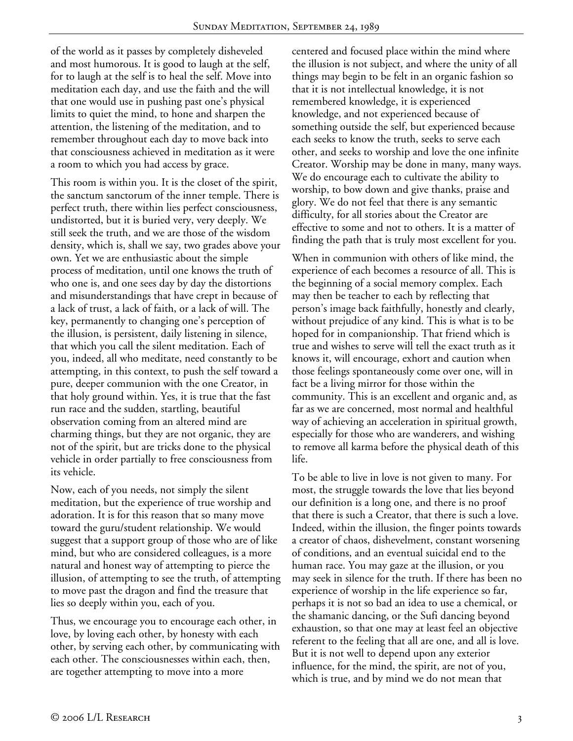of the world as it passes by completely disheveled and most humorous. It is good to laugh at the self, for to laugh at the self is to heal the self. Move into meditation each day, and use the faith and the will that one would use in pushing past one's physical limits to quiet the mind, to hone and sharpen the attention, the listening of the meditation, and to remember throughout each day to move back into that consciousness achieved in meditation as it were a room to which you had access by grace.

This room is within you. It is the closet of the spirit, the sanctum sanctorum of the inner temple. There is perfect truth, there within lies perfect consciousness, undistorted, but it is buried very, very deeply. We still seek the truth, and we are those of the wisdom density, which is, shall we say, two grades above your own. Yet we are enthusiastic about the simple process of meditation, until one knows the truth of who one is, and one sees day by day the distortions and misunderstandings that have crept in because of a lack of trust, a lack of faith, or a lack of will. The key, permanently to changing one's perception of the illusion, is persistent, daily listening in silence, that which you call the silent meditation. Each of you, indeed, all who meditate, need constantly to be attempting, in this context, to push the self toward a pure, deeper communion with the one Creator, in that holy ground within. Yes, it is true that the fast run race and the sudden, startling, beautiful observation coming from an altered mind are charming things, but they are not organic, they are not of the spirit, but are tricks done to the physical vehicle in order partially to free consciousness from its vehicle.

Now, each of you needs, not simply the silent meditation, but the experience of true worship and adoration. It is for this reason that so many move toward the guru/student relationship. We would suggest that a support group of those who are of like mind, but who are considered colleagues, is a more natural and honest way of attempting to pierce the illusion, of attempting to see the truth, of attempting to move past the dragon and find the treasure that lies so deeply within you, each of you.

Thus, we encourage you to encourage each other, in love, by loving each other, by honesty with each other, by serving each other, by communicating with each other. The consciousnesses within each, then, are together attempting to move into a more centered and focused place within the mind where the illusion is not subject, and where the unity of all things may begin to be felt in an organic fashion so that it is not intellectual knowledge, it is not remembered knowledge, it is experienced knowledge, and not experienced because of something outside the self, but experienced because each seeks to know the truth, seeks to serve each other, and seeks to worship and love the one infinite Creator. Worship may be done in many, many ways. We do encourage each to cultivate the ability to worship, to bow down and give thanks, praise and glory. We do not feel that there is any semantic difficulty, for all stories about the Creator are effective to some and not to others. It is a matter of finding the path that is truly most excellent for you.

When in communion with others of like mind, the experience of each becomes a resource of all. This is the beginning of a social memory complex. Each may then be teacher to each by reflecting that person's image back faithfully, honestly and clearly, without prejudice of any kind. This is what is to be hoped for in companionship. That friend which is true and wishes to serve will tell the exact truth as it knows it, will encourage, exhort and caution when those feelings spontaneously come over one, will in fact be a living mirror for those within the community. This is an excellent and organic and, as far as we are concerned, most normal and healthful way of achieving an acceleration in spiritual growth, especially for those who are wanderers, and wishing to remove all karma before the physical death of this life.

To be able to live in love is not given to many. For most, the struggle towards the love that lies beyond our definition is a long one, and there is no proof that there is such a Creator, that there is such a love. Indeed, within the illusion, the finger points towards a creator of chaos, dishevelment, constant worsening of conditions, and an eventual suicidal end to the human race. You may gaze at the illusion, or you may seek in silence for the truth. If there has been no experience of worship in the life experience so far, perhaps it is not so bad an idea to use a chemical, or the shamanic dancing, or the Sufi dancing beyond exhaustion, so that one may at least feel an objective referent to the feeling that all are one, and all is love. But it is not well to depend upon any exterior influence, for the mind, the spirit, are not of you, which is true, and by mind we do not mean that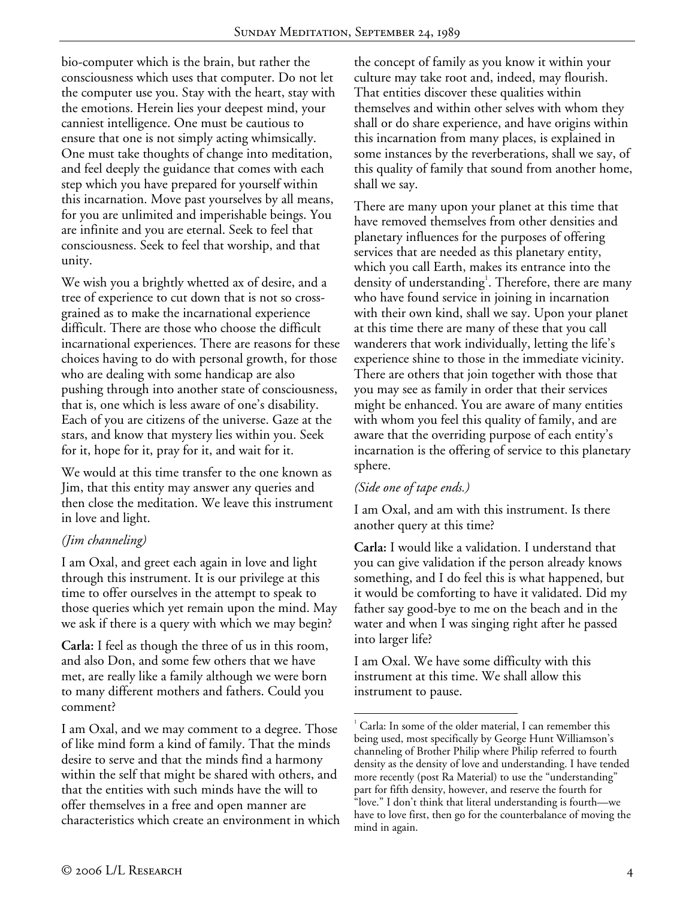bio-computer which is the brain, but rather the consciousness which uses that computer. Do not let the computer use you. Stay with the heart, stay with the emotions. Herein lies your deepest mind, your canniest intelligence. One must be cautious to ensure that one is not simply acting whimsically. One must take thoughts of change into meditation, and feel deeply the guidance that comes with each step which you have prepared for yourself within this incarnation. Move past yourselves by all means, for you are unlimited and imperishable beings. You are infinite and you are eternal. Seek to feel that consciousness. Seek to feel that worship, and that unity.

We wish you a brightly whetted ax of desire, and a tree of experience to cut down that is not so cross-grained as to make the incarnational experience difficult. There are those who choose the difficult incarnational experiences. There are reasons for these choices having to do with personal growth, for those who are dealing with some handicap are also pushing through into another state of consciousness, that is, one which is less aware of one's disability. Each of you are citizens of the universe. Gaze at the stars, and know that mystery lies within you. Seek for it, hope for it, pray for it, and wait for it.

We would at this time transfer to the one known as Jim, that this entity may answer any queries and then close the meditation. We leave this instrument in love and light.

*(Jim channeling)*

I am Oxal, and greet each again in love and light through this instrument. It is our privilege at this time to offer ourselves in the attempt to speak to those queries which yet remain upon the mind. May we ask if there is a query with which we may begin?

**Carla:** I feel as though the three of us in this room, and also Don, and some few others that we have met, are really like a family although we were born to many different mothers and fathers. Could you comment?

I am Oxal, and we may comment to a degree. Those of like mind form a kind of family. That the minds desire to serve and that the minds find a harmony within the self that might be shared with others, and that the entities with such minds have the will to offer themselves in a free and open manner are characteristics which create an environment in which the concept of family as you know it within your culture may take root and, indeed, may flourish. That entities discover these qualities within themselves and within other selves with whom they shall or do share experience, and have origins within this incarnation from many places, is explained in some instances by the reverberations, shall we say, of this quality of family that sound from another home, shall we say.

There are many upon your planet at this time that have removed themselves from other densities and planetary influences for the purposes of offering services that are needed as this planetary entity, which you call Earth, makes its entrance into the density of understanding[1]. Therefore, there are many who have found service in joining in incarnation with their own kind, shall we say. Upon your planet at this time there are many of these that you call wanderers that work individually, letting the life's experience shine to those in the immediate vicinity. There are others that join together with those that you may see as family in order that their services might be enhanced. You are aware of many entities with whom you feel this quality of family, and are aware that the overriding purpose of each entity's incarnation is the offering of service to this planetary sphere.

*(Side one of tape ends.)*

I am Oxal, and am with this instrument. Is there another query at this time?

**Carla:** I would like a validation. I understand that you can give validation if the person already knows something, and I do feel this is what happened, but it would be comforting to have it validated. Did my father say good-bye to me on the beach and in the water and when I was singing right after he passed into larger life?

I am Oxal. We have some difficulty with this instrument at this time. We shall allow this instrument to pause.

---

[1] Carla: In some of the older material, I can remember this being used, most specifically by George Hunt Williamson's channeling of Brother Philip where Philip referred to fourth density as the density of love and understanding. I have tended more recently (post Ra Material) to use the "understanding" part for fifth density, however, and reserve the fourth for "love." I don't think that literal understanding is fourth—we have to love first, then go for the counterbalance of moving the mind in again.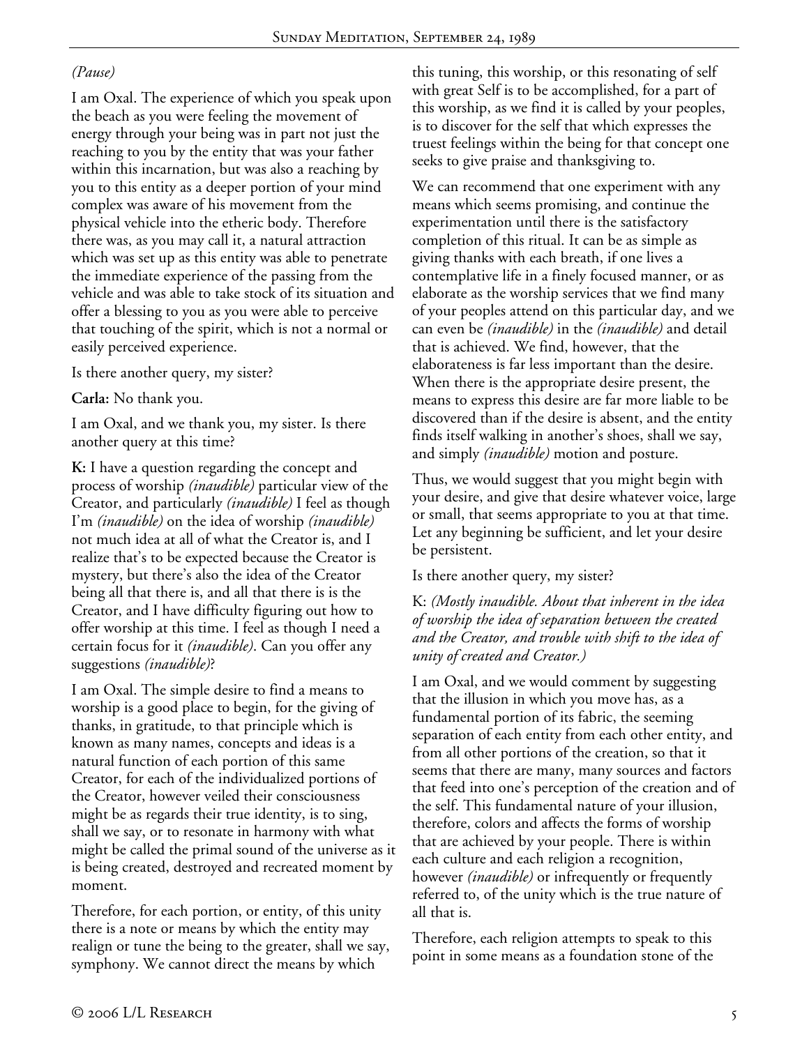*(Pause)*

I am Oxal. The experience of which you speak upon the beach as you were feeling the movement of energy through your being was in part not just the reaching to you by the entity that was your father within this incarnation, but was also a reaching by you to this entity as a deeper portion of your mind complex was aware of his movement from the physical vehicle into the etheric body. Therefore there was, as you may call it, a natural attraction which was set up as this entity was able to penetrate the immediate experience of the passing from the vehicle and was able to take stock of its situation and offer a blessing to you as you were able to perceive that touching of the spirit, which is not a normal or easily perceived experience.

Is there another query, my sister?

**Carla:** No thank you.

I am Oxal, and we thank you, my sister. Is there another query at this time?

**K:** I have a question regarding the concept and process of worship *(inaudible)* particular view of the Creator, and particularly *(inaudible)* I feel as though I'm *(inaudible)* on the idea of worship *(inaudible)* not much idea at all of what the Creator is, and I realize that's to be expected because the Creator is mystery, but there's also the idea of the Creator being all that there is, and all that there is is the Creator, and I have difficulty figuring out how to offer worship at this time. I feel as though I need a certain focus for it *(inaudible)*. Can you offer any suggestions *(inaudible)*?

I am Oxal. The simple desire to find a means to worship is a good place to begin, for the giving of thanks, in gratitude, to that principle which is known as many names, concepts and ideas is a natural function of each portion of this same Creator, for each of the individualized portions of the Creator, however veiled their consciousness might be as regards their true identity, is to sing, shall we say, or to resonate in harmony with what might be called the primal sound of the universe as it is being created, destroyed and recreated moment by moment.

Therefore, for each portion, or entity, of this unity there is a note or means by which the entity may realign or tune the being to the greater, shall we say, symphony. We cannot direct the means by which this tuning, this worship, or this resonating of self with great Self is to be accomplished, for a part of this worship, as we find it is called by your peoples, is to discover for the self that which expresses the truest feelings within the being for that concept one seeks to give praise and thanksgiving to.

We can recommend that one experiment with any means which seems promising, and continue the experimentation until there is the satisfactory completion of this ritual. It can be as simple as giving thanks with each breath, if one lives a contemplative life in a finely focused manner, or as elaborate as the worship services that we find many of your peoples attend on this particular day, and we can even be *(inaudible)* in the *(inaudible)* and detail that is achieved. We find, however, that the elaborateness is far less important than the desire. When there is the appropriate desire present, the means to express this desire are far more liable to be discovered than if the desire is absent, and the entity finds itself walking in another's shoes, shall we say, and simply *(inaudible)* motion and posture.

Thus, we would suggest that you might begin with your desire, and give that desire whatever voice, large or small, that seems appropriate to you at that time. Let any beginning be sufficient, and let your desire be persistent.

Is there another query, my sister?

K: *(Mostly inaudible. About that inherent in the idea of worship the idea of separation between the created and the Creator, and trouble with shift to the idea of unity of created and Creator.)*

I am Oxal, and we would comment by suggesting that the illusion in which you move has, as a fundamental portion of its fabric, the seeming separation of each entity from each other entity, and from all other portions of the creation, so that it seems that there are many, many sources and factors that feed into one's perception of the creation and of the self. This fundamental nature of your illusion, therefore, colors and affects the forms of worship that are achieved by your people. There is within each culture and each religion a recognition, however *(inaudible)* or infrequently or frequently referred to, of the unity which is the true nature of all that is.

Therefore, each religion attempts to speak to this point in some means as a foundation stone of the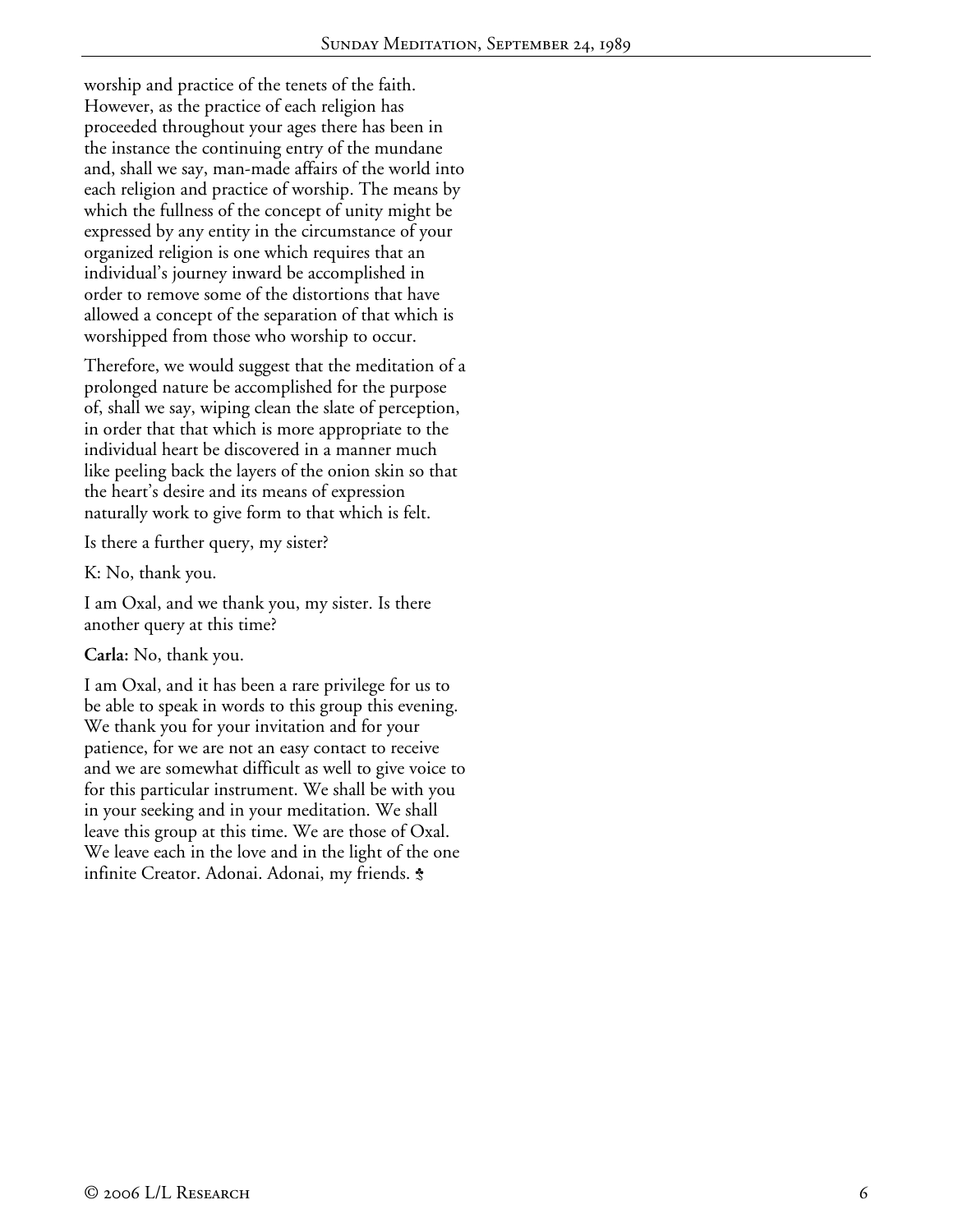worship and practice of the tenets of the faith. However, as the practice of each religion has proceeded throughout your ages there has been in the instance the continuing entry of the mundane and, shall we say, man-made affairs of the world into each religion and practice of worship. The means by which the fullness of the concept of unity might be expressed by any entity in the circumstance of your organized religion is one which requires that an individual's journey inward be accomplished in order to remove some of the distortions that have allowed a concept of the separation of that which is worshipped from those who worship to occur.

Therefore, we would suggest that the meditation of a prolonged nature be accomplished for the purpose of, shall we say, wiping clean the slate of perception, in order that that which is more appropriate to the individual heart be discovered in a manner much like peeling back the layers of the onion skin so that the heart's desire and its means of expression naturally work to give form to that which is felt.

Is there a further query, my sister?

K: No, thank you.

I am Oxal, and we thank you, my sister. Is there another query at this time?

**Carla:** No, thank you.

I am Oxal, and it has been a rare privilege for us to be able to speak in words to this group this evening. We thank you for your invitation and for your patience, for we are not an easy contact to receive and we are somewhat difficult as well to give voice to for this particular instrument. We shall be with you in your seeking and in your meditation. We shall leave this group at this time. We are those of Oxal. We leave each in the love and in the light of the one infinite Creator. Adonai. Adonai, my friends. ♣